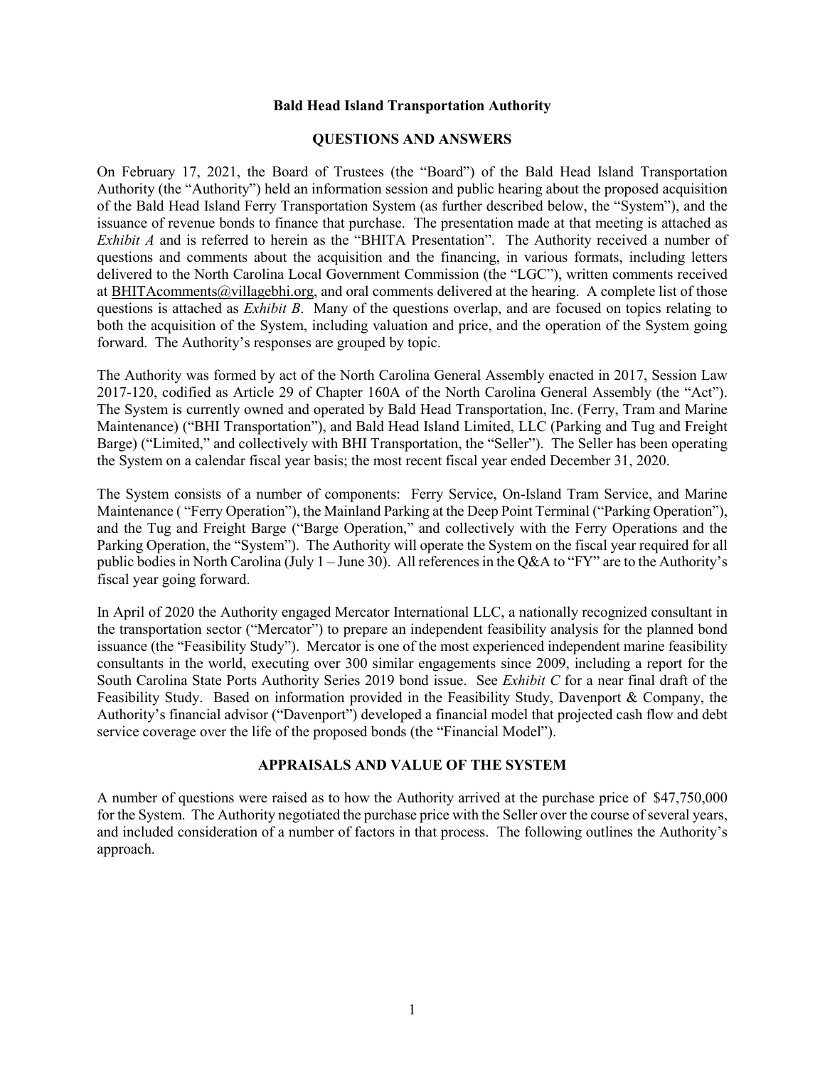# Bald Head Island Transportation Authority

## QUESTIONS AND ANSWERS

On February 17, 2021, the Board of Trustees (the "Board") of the Bald Head Island Transportation Authority (the "Authority") held an information session and public hearing about the proposed acquisition of the Bald Head Island Ferry Transportation System (as further described below, the "System"), and the issuance of revenue bonds to finance that purchase. The presentation made at that meeting is attached as *Exhibit A* and is referred to herein as the "BHITA Presentation". The Authority received a number of questions and comments about the acquisition and the financing, in various formats, including letters delivered to the North Carolina Local Government Commission (the "LGC"), written comments received at BHITAcomments@villagebhi.org, and oral comments delivered at the hearing. A complete list of those questions is attached as *Exhibit B*. Many of the questions overlap, and are focused on topics relating to both the acquisition of the System, including valuation and price, and the operation of the System going forward. The Authority's responses are grouped by topic.

The Authority was formed by act of the North Carolina General Assembly enacted in 2017, Session Law 2017-120, codified as Article 29 of Chapter 160A of the North Carolina General Assembly (the "Act"). The System is currently owned and operated by Bald Head Transportation, Inc. (Ferry, Tram and Marine Maintenance) ("BHI Transportation"), and Bald Head Island Limited, LLC (Parking and Tug and Freight Barge) ("Limited," and collectively with BHI Transportation, the "Seller"). The Seller has been operating the System on a calendar fiscal year basis; the most recent fiscal year ended December 31, 2020.

The System consists of a number of components: Ferry Service, On-Island Tram Service, and Marine Maintenance ( "Ferry Operation"), the Mainland Parking at the Deep Point Terminal ("Parking Operation"), and the Tug and Freight Barge ("Barge Operation," and collectively with the Ferry Operations and the Parking Operation, the "System"). The Authority will operate the System on the fiscal year required for all public bodies in North Carolina (July 1 – June 30). All references in the Q&A to "FY" are to the Authority's fiscal year going forward.

In April of 2020 the Authority engaged Mercator International LLC, a nationally recognized consultant in the transportation sector ("Mercator") to prepare an independent feasibility analysis for the planned bond issuance (the "Feasibility Study"). Mercator is one of the most experienced independent marine feasibility consultants in the world, executing over 300 similar engagements since 2009, including a report for the South Carolina State Ports Authority Series 2019 bond issue. See *Exhibit C* for a near final draft of the Feasibility Study. Based on information provided in the Feasibility Study, Davenport & Company, the Authority's financial advisor ("Davenport") developed a financial model that projected cash flow and debt service coverage over the life of the proposed bonds (the "Financial Model").

## APPRAISALS AND VALUE OF THE SYSTEM

A number of questions were raised as to how the Authority arrived at the purchase price of $47,750,000 for the System. The Authority negotiated the purchase price with the Seller over the course of several years, and included consideration of a number of factors in that process. The following outlines the Authority's approach.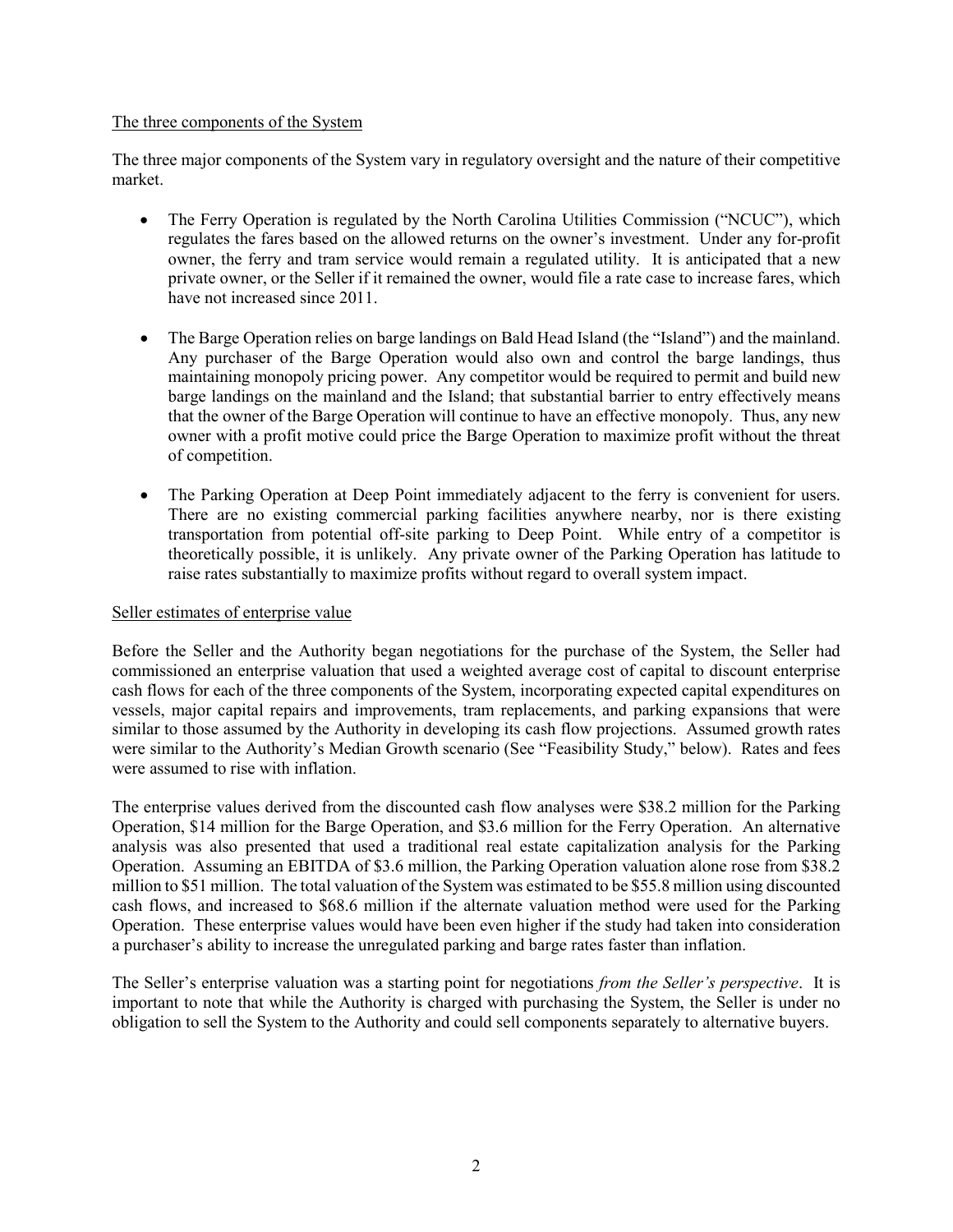## The three components of the System

The three major components of the System vary in regulatory oversight and the nature of their competitive market.

- The Ferry Operation is regulated by the North Carolina Utilities Commission ("NCUC"), which regulates the fares based on the allowed returns on the owner's investment. Under any for-profit owner, the ferry and tram service would remain a regulated utility. It is anticipated that a new private owner, or the Seller if it remained the owner, would file a rate case to increase fares, which have not increased since 2011.

- The Barge Operation relies on barge landings on Bald Head Island (the "Island") and the mainland. Any purchaser of the Barge Operation would also own and control the barge landings, thus maintaining monopoly pricing power. Any competitor would be required to permit and build new barge landings on the mainland and the Island; that substantial barrier to entry effectively means that the owner of the Barge Operation will continue to have an effective monopoly. Thus, any new owner with a profit motive could price the Barge Operation to maximize profit without the threat of competition.

- The Parking Operation at Deep Point immediately adjacent to the ferry is convenient for users. There are no existing commercial parking facilities anywhere nearby, nor is there existing transportation from potential off-site parking to Deep Point. While entry of a competitor is theoretically possible, it is unlikely. Any private owner of the Parking Operation has latitude to raise rates substantially to maximize profits without regard to overall system impact.

## Seller estimates of enterprise value

Before the Seller and the Authority began negotiations for the purchase of the System, the Seller had commissioned an enterprise valuation that used a weighted average cost of capital to discount enterprise cash flows for each of the three components of the System, incorporating expected capital expenditures on vessels, major capital repairs and improvements, tram replacements, and parking expansions that were similar to those assumed by the Authority in developing its cash flow projections. Assumed growth rates were similar to the Authority's Median Growth scenario (See "Feasibility Study," below). Rates and fees were assumed to rise with inflation.

The enterprise values derived from the discounted cash flow analyses were \$38.2 million for the Parking Operation, \$14 million for the Barge Operation, and \$3.6 million for the Ferry Operation. An alternative analysis was also presented that used a traditional real estate capitalization analysis for the Parking Operation. Assuming an EBITDA of \$3.6 million, the Parking Operation valuation alone rose from \$38.2 million to \$51 million. The total valuation of the System was estimated to be \$55.8 million using discounted cash flows, and increased to \$68.6 million if the alternate valuation method were used for the Parking Operation. These enterprise values would have been even higher if the study had taken into consideration a purchaser's ability to increase the unregulated parking and barge rates faster than inflation.

The Seller's enterprise valuation was a starting point for negotiations *from the Seller's perspective*. It is important to note that while the Authority is charged with purchasing the System, the Seller is under no obligation to sell the System to the Authority and could sell components separately to alternative buyers.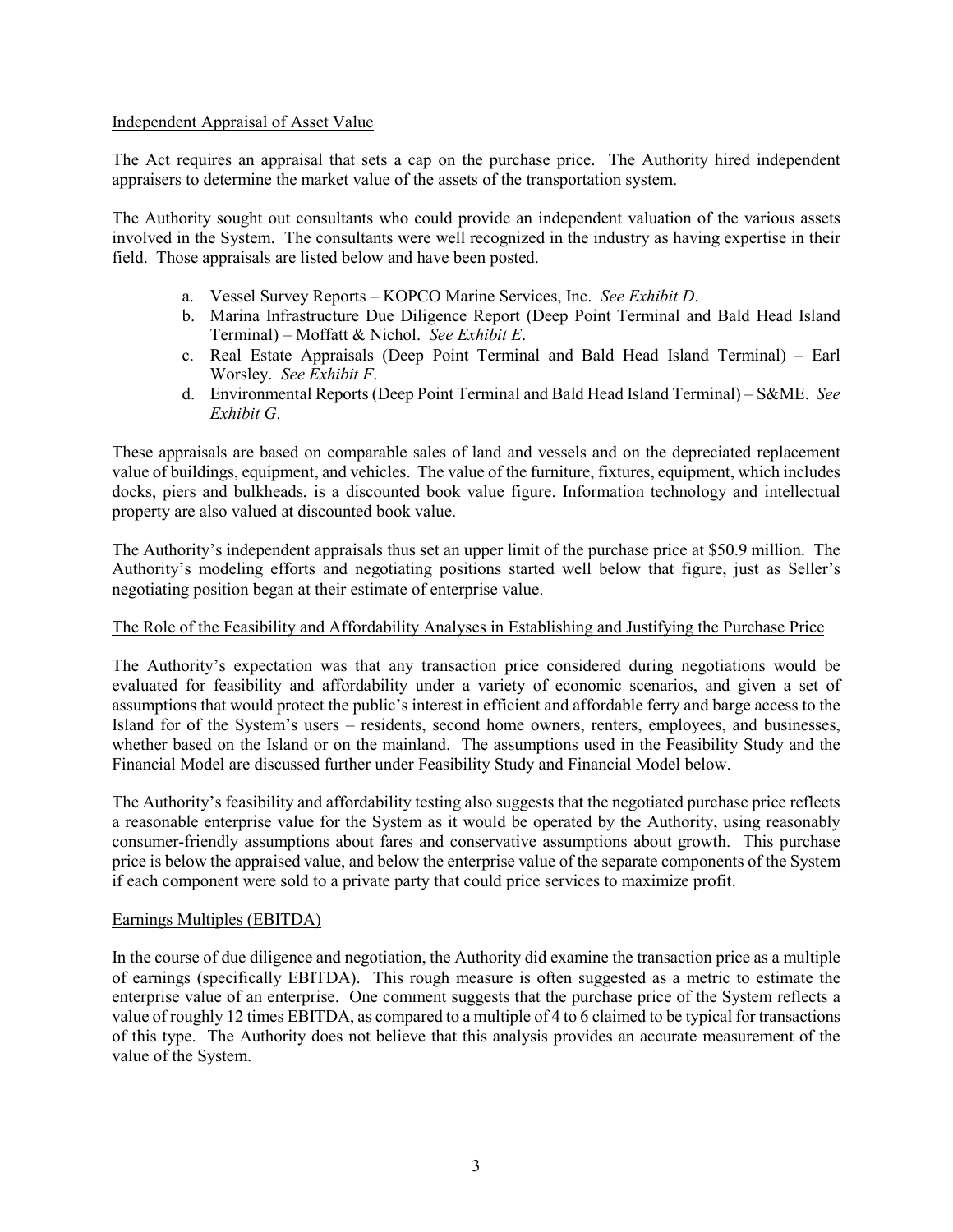## Independent Appraisal of Asset Value

The Act requires an appraisal that sets a cap on the purchase price. The Authority hired independent appraisers to determine the market value of the assets of the transportation system.

The Authority sought out consultants who could provide an independent valuation of the various assets involved in the System. The consultants were well recognized in the industry as having expertise in their field. Those appraisals are listed below and have been posted.

a. Vessel Survey Reports – KOPCO Marine Services, Inc. *See Exhibit D*.
b. Marina Infrastructure Due Diligence Report (Deep Point Terminal and Bald Head Island Terminal) – Moffatt & Nichol. *See Exhibit E*.
c. Real Estate Appraisals (Deep Point Terminal and Bald Head Island Terminal) – Earl Worsley. *See Exhibit F*.
d. Environmental Reports (Deep Point Terminal and Bald Head Island Terminal) – S&ME. *See Exhibit G*.

These appraisals are based on comparable sales of land and vessels and on the depreciated replacement value of buildings, equipment, and vehicles. The value of the furniture, fixtures, equipment, which includes docks, piers and bulkheads, is a discounted book value figure. Information technology and intellectual property are also valued at discounted book value.

The Authority's independent appraisals thus set an upper limit of the purchase price at $50.9 million. The Authority's modeling efforts and negotiating positions started well below that figure, just as Seller's negotiating position began at their estimate of enterprise value.

## The Role of the Feasibility and Affordability Analyses in Establishing and Justifying the Purchase Price

The Authority's expectation was that any transaction price considered during negotiations would be evaluated for feasibility and affordability under a variety of economic scenarios, and given a set of assumptions that would protect the public's interest in efficient and affordable ferry and barge access to the Island for of the System's users – residents, second home owners, renters, employees, and businesses, whether based on the Island or on the mainland. The assumptions used in the Feasibility Study and the Financial Model are discussed further under Feasibility Study and Financial Model below.

The Authority's feasibility and affordability testing also suggests that the negotiated purchase price reflects a reasonable enterprise value for the System as it would be operated by the Authority, using reasonably consumer-friendly assumptions about fares and conservative assumptions about growth. This purchase price is below the appraised value, and below the enterprise value of the separate components of the System if each component were sold to a private party that could price services to maximize profit.

## Earnings Multiples (EBITDA)

In the course of due diligence and negotiation, the Authority did examine the transaction price as a multiple of earnings (specifically EBITDA). This rough measure is often suggested as a metric to estimate the enterprise value of an enterprise. One comment suggests that the purchase price of the System reflects a value of roughly 12 times EBITDA, as compared to a multiple of 4 to 6 claimed to be typical for transactions of this type. The Authority does not believe that this analysis provides an accurate measurement of the value of the System.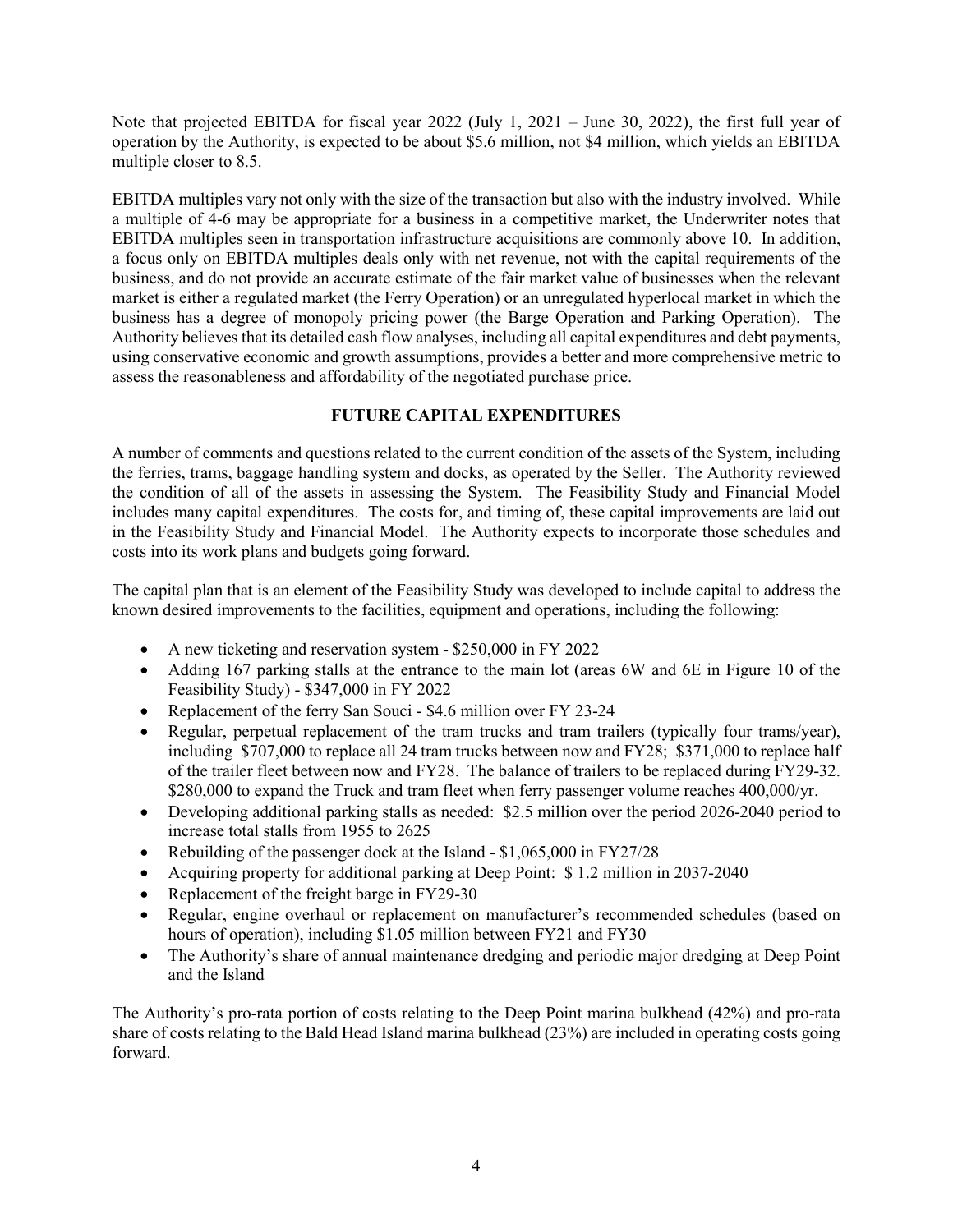Note that projected EBITDA for fiscal year 2022 (July 1, 2021 – June 30, 2022), the first full year of operation by the Authority, is expected to be about $5.6 million, not $4 million, which yields an EBITDA multiple closer to 8.5.

EBITDA multiples vary not only with the size of the transaction but also with the industry involved. While a multiple of 4-6 may be appropriate for a business in a competitive market, the Underwriter notes that EBITDA multiples seen in transportation infrastructure acquisitions are commonly above 10. In addition, a focus only on EBITDA multiples deals only with net revenue, not with the capital requirements of the business, and do not provide an accurate estimate of the fair market value of businesses when the relevant market is either a regulated market (the Ferry Operation) or an unregulated hyperlocal market in which the business has a degree of monopoly pricing power (the Barge Operation and Parking Operation). The Authority believes that its detailed cash flow analyses, including all capital expenditures and debt payments, using conservative economic and growth assumptions, provides a better and more comprehensive metric to assess the reasonableness and affordability of the negotiated purchase price.

## FUTURE CAPITAL EXPENDITURES

A number of comments and questions related to the current condition of the assets of the System, including the ferries, trams, baggage handling system and docks, as operated by the Seller. The Authority reviewed the condition of all of the assets in assessing the System. The Feasibility Study and Financial Model includes many capital expenditures. The costs for, and timing of, these capital improvements are laid out in the Feasibility Study and Financial Model. The Authority expects to incorporate those schedules and costs into its work plans and budgets going forward.

The capital plan that is an element of the Feasibility Study was developed to include capital to address the known desired improvements to the facilities, equipment and operations, including the following:

- A new ticketing and reservation system - $250,000 in FY 2022
- Adding 167 parking stalls at the entrance to the main lot (areas 6W and 6E in Figure 10 of the Feasibility Study) - $347,000 in FY 2022
- Replacement of the ferry San Souci - $4.6 million over FY 23-24
- Regular, perpetual replacement of the tram trucks and tram trailers (typically four trams/year), including $707,000 to replace all 24 tram trucks between now and FY28; $371,000 to replace half of the trailer fleet between now and FY28. The balance of trailers to be replaced during FY29-32. $280,000 to expand the Truck and tram fleet when ferry passenger volume reaches 400,000/yr.
- Developing additional parking stalls as needed: $2.5 million over the period 2026-2040 period to increase total stalls from 1955 to 2625
- Rebuilding of the passenger dock at the Island - $1,065,000 in FY27/28
- Acquiring property for additional parking at Deep Point: $ 1.2 million in 2037-2040
- Replacement of the freight barge in FY29-30
- Regular, engine overhaul or replacement on manufacturer's recommended schedules (based on hours of operation), including $1.05 million between FY21 and FY30
- The Authority's share of annual maintenance dredging and periodic major dredging at Deep Point and the Island

The Authority's pro-rata portion of costs relating to the Deep Point marina bulkhead (42%) and pro-rata share of costs relating to the Bald Head Island marina bulkhead (23%) are included in operating costs going forward.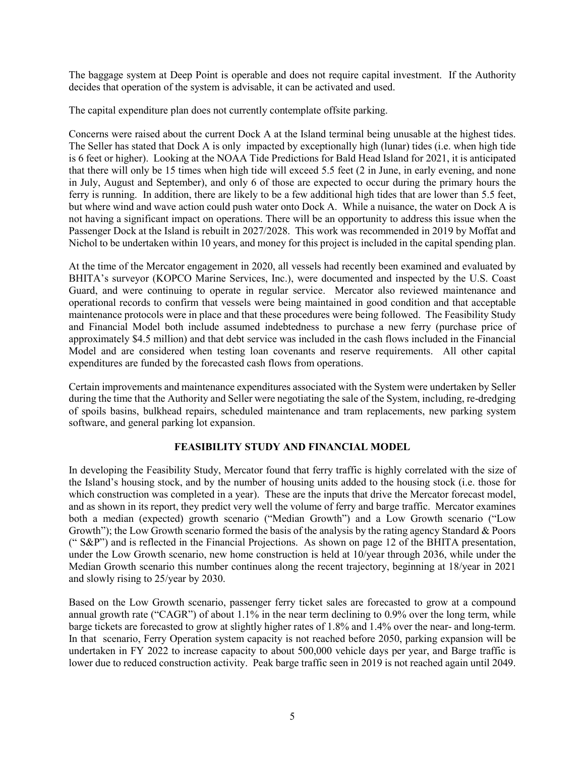The baggage system at Deep Point is operable and does not require capital investment. If the Authority decides that operation of the system is advisable, it can be activated and used.

The capital expenditure plan does not currently contemplate offsite parking.

Concerns were raised about the current Dock A at the Island terminal being unusable at the highest tides. The Seller has stated that Dock A is only impacted by exceptionally high (lunar) tides (i.e. when high tide is 6 feet or higher). Looking at the NOAA Tide Predictions for Bald Head Island for 2021, it is anticipated that there will only be 15 times when high tide will exceed 5.5 feet (2 in June, in early evening, and none in July, August and September), and only 6 of those are expected to occur during the primary hours the ferry is running. In addition, there are likely to be a few additional high tides that are lower than 5.5 feet, but where wind and wave action could push water onto Dock A. While a nuisance, the water on Dock A is not having a significant impact on operations. There will be an opportunity to address this issue when the Passenger Dock at the Island is rebuilt in 2027/2028. This work was recommended in 2019 by Moffat and Nichol to be undertaken within 10 years, and money for this project is included in the capital spending plan.

At the time of the Mercator engagement in 2020, all vessels had recently been examined and evaluated by BHITA's surveyor (KOPCO Marine Services, Inc.), were documented and inspected by the U.S. Coast Guard, and were continuing to operate in regular service. Mercator also reviewed maintenance and operational records to confirm that vessels were being maintained in good condition and that acceptable maintenance protocols were in place and that these procedures were being followed. The Feasibility Study and Financial Model both include assumed indebtedness to purchase a new ferry (purchase price of approximately $4.5 million) and that debt service was included in the cash flows included in the Financial Model and are considered when testing loan covenants and reserve requirements. All other capital expenditures are funded by the forecasted cash flows from operations.

Certain improvements and maintenance expenditures associated with the System were undertaken by Seller during the time that the Authority and Seller were negotiating the sale of the System, including, re-dredging of spoils basins, bulkhead repairs, scheduled maintenance and tram replacements, new parking system software, and general parking lot expansion.

## FEASIBILITY STUDY AND FINANCIAL MODEL

In developing the Feasibility Study, Mercator found that ferry traffic is highly correlated with the size of the Island's housing stock, and by the number of housing units added to the housing stock (i.e. those for which construction was completed in a year). These are the inputs that drive the Mercator forecast model, and as shown in its report, they predict very well the volume of ferry and barge traffic. Mercator examines both a median (expected) growth scenario ("Median Growth") and a Low Growth scenario ("Low Growth"); the Low Growth scenario formed the basis of the analysis by the rating agency Standard & Poors (" S&P") and is reflected in the Financial Projections. As shown on page 12 of the BHITA presentation, under the Low Growth scenario, new home construction is held at 10/year through 2036, while under the Median Growth scenario this number continues along the recent trajectory, beginning at 18/year in 2021 and slowly rising to 25/year by 2030.

Based on the Low Growth scenario, passenger ferry ticket sales are forecasted to grow at a compound annual growth rate ("CAGR") of about 1.1% in the near term declining to 0.9% over the long term, while barge tickets are forecasted to grow at slightly higher rates of 1.8% and 1.4% over the near- and long-term. In that scenario, Ferry Operation system capacity is not reached before 2050, parking expansion will be undertaken in FY 2022 to increase capacity to about 500,000 vehicle days per year, and Barge traffic is lower due to reduced construction activity. Peak barge traffic seen in 2019 is not reached again until 2049.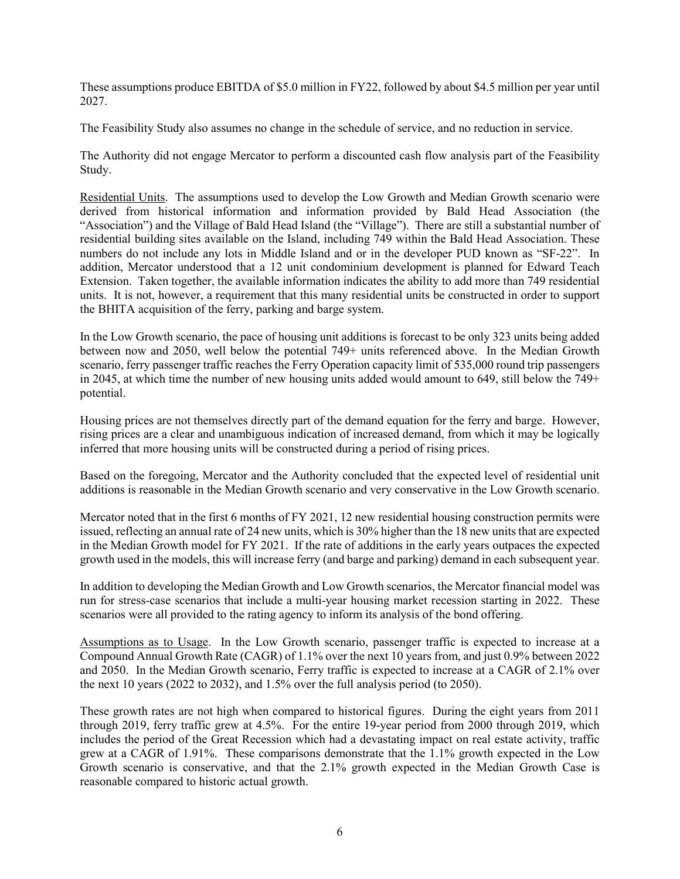These assumptions produce EBITDA of $5.0 million in FY22, followed by about $4.5 million per year until 2027.

The Feasibility Study also assumes no change in the schedule of service, and no reduction in service.

The Authority did not engage Mercator to perform a discounted cash flow analysis part of the Feasibility Study.

Residential Units. The assumptions used to develop the Low Growth and Median Growth scenario were derived from historical information and information provided by Bald Head Association (the "Association") and the Village of Bald Head Island (the "Village"). There are still a substantial number of residential building sites available on the Island, including 749 within the Bald Head Association. These numbers do not include any lots in Middle Island and or in the developer PUD known as "SF-22". In addition, Mercator understood that a 12 unit condominium development is planned for Edward Teach Extension. Taken together, the available information indicates the ability to add more than 749 residential units. It is not, however, a requirement that this many residential units be constructed in order to support the BHITA acquisition of the ferry, parking and barge system.

In the Low Growth scenario, the pace of housing unit additions is forecast to be only 323 units being added between now and 2050, well below the potential 749+ units referenced above. In the Median Growth scenario, ferry passenger traffic reaches the Ferry Operation capacity limit of 535,000 round trip passengers in 2045, at which time the number of new housing units added would amount to 649, still below the 749+ potential.

Housing prices are not themselves directly part of the demand equation for the ferry and barge. However, rising prices are a clear and unambiguous indication of increased demand, from which it may be logically inferred that more housing units will be constructed during a period of rising prices.

Based on the foregoing, Mercator and the Authority concluded that the expected level of residential unit additions is reasonable in the Median Growth scenario and very conservative in the Low Growth scenario.

Mercator noted that in the first 6 months of FY 2021, 12 new residential housing construction permits were issued, reflecting an annual rate of 24 new units, which is 30% higher than the 18 new units that are expected in the Median Growth model for FY 2021. If the rate of additions in the early years outpaces the expected growth used in the models, this will increase ferry (and barge and parking) demand in each subsequent year.

In addition to developing the Median Growth and Low Growth scenarios, the Mercator financial model was run for stress-case scenarios that include a multi-year housing market recession starting in 2022. These scenarios were all provided to the rating agency to inform its analysis of the bond offering.

Assumptions as to Usage. In the Low Growth scenario, passenger traffic is expected to increase at a Compound Annual Growth Rate (CAGR) of 1.1% over the next 10 years from, and just 0.9% between 2022 and 2050. In the Median Growth scenario, Ferry traffic is expected to increase at a CAGR of 2.1% over the next 10 years (2022 to 2032), and 1.5% over the full analysis period (to 2050).

These growth rates are not high when compared to historical figures. During the eight years from 2011 through 2019, ferry traffic grew at 4.5%. For the entire 19-year period from 2000 through 2019, which includes the period of the Great Recession which had a devastating impact on real estate activity, traffic grew at a CAGR of 1.91%. These comparisons demonstrate that the 1.1% growth expected in the Low Growth scenario is conservative, and that the 2.1% growth expected in the Median Growth Case is reasonable compared to historic actual growth.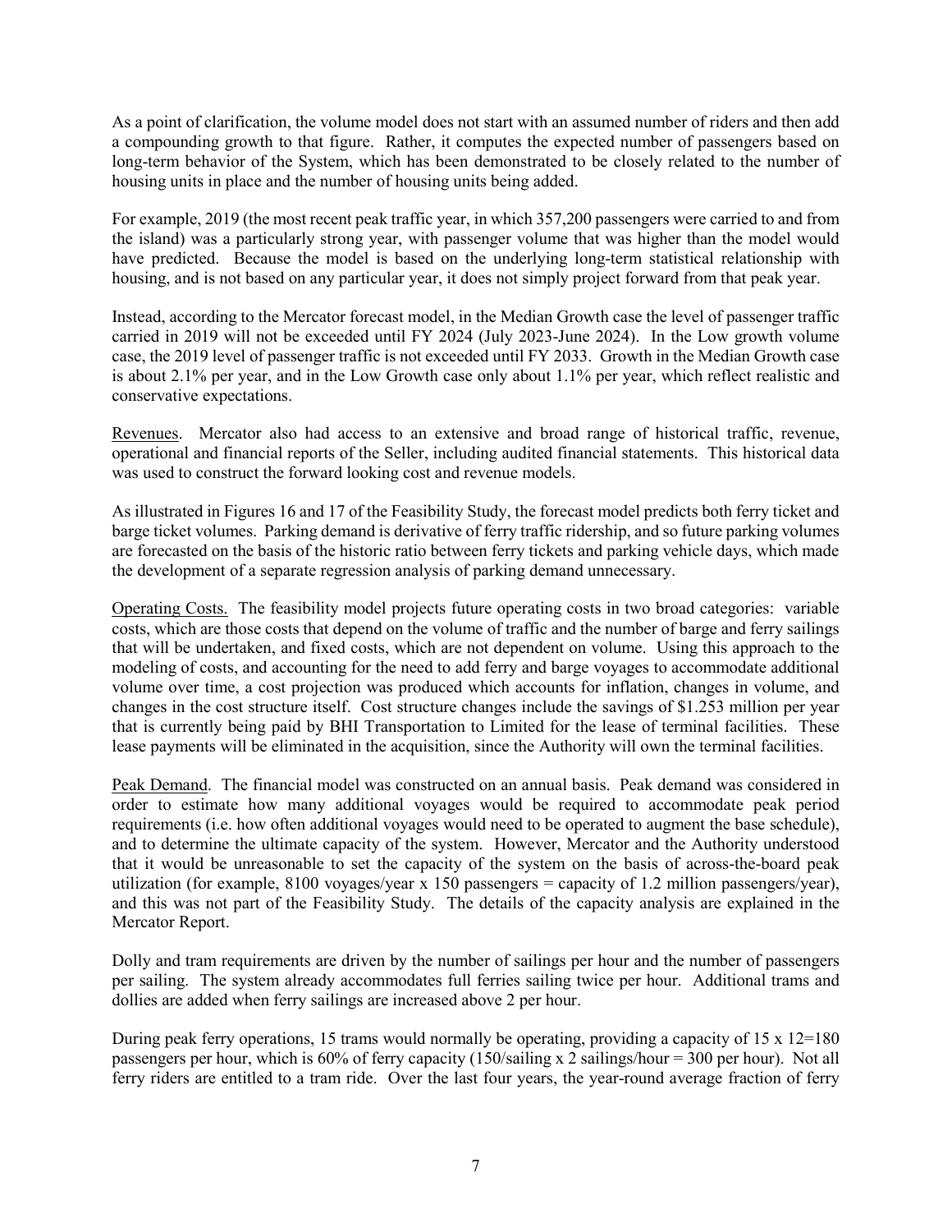As a point of clarification, the volume model does not start with an assumed number of riders and then add a compounding growth to that figure. Rather, it computes the expected number of passengers based on long-term behavior of the System, which has been demonstrated to be closely related to the number of housing units in place and the number of housing units being added.

For example, 2019 (the most recent peak traffic year, in which 357,200 passengers were carried to and from the island) was a particularly strong year, with passenger volume that was higher than the model would have predicted. Because the model is based on the underlying long-term statistical relationship with housing, and is not based on any particular year, it does not simply project forward from that peak year.

Instead, according to the Mercator forecast model, in the Median Growth case the level of passenger traffic carried in 2019 will not be exceeded until FY 2024 (July 2023-June 2024). In the Low growth volume case, the 2019 level of passenger traffic is not exceeded until FY 2033. Growth in the Median Growth case is about 2.1% per year, and in the Low Growth case only about 1.1% per year, which reflect realistic and conservative expectations.

<u>Revenues</u>. Mercator also had access to an extensive and broad range of historical traffic, revenue, operational and financial reports of the Seller, including audited financial statements. This historical data was used to construct the forward looking cost and revenue models.

As illustrated in Figures 16 and 17 of the Feasibility Study, the forecast model predicts both ferry ticket and barge ticket volumes. Parking demand is derivative of ferry traffic ridership, and so future parking volumes are forecasted on the basis of the historic ratio between ferry tickets and parking vehicle days, which made the development of a separate regression analysis of parking demand unnecessary.

<u>Operating Costs.</u> The feasibility model projects future operating costs in two broad categories: variable costs, which are those costs that depend on the volume of traffic and the number of barge and ferry sailings that will be undertaken, and fixed costs, which are not dependent on volume. Using this approach to the modeling of costs, and accounting for the need to add ferry and barge voyages to accommodate additional volume over time, a cost projection was produced which accounts for inflation, changes in volume, and changes in the cost structure itself. Cost structure changes include the savings of \$1.253 million per year that is currently being paid by BHI Transportation to Limited for the lease of terminal facilities. These lease payments will be eliminated in the acquisition, since the Authority will own the terminal facilities.

<u>Peak Demand</u>. The financial model was constructed on an annual basis. Peak demand was considered in order to estimate how many additional voyages would be required to accommodate peak period requirements (i.e. how often additional voyages would need to be operated to augment the base schedule), and to determine the ultimate capacity of the system. However, Mercator and the Authority understood that it would be unreasonable to set the capacity of the system on the basis of across-the-board peak utilization (for example, 8100 voyages/year x 150 passengers = capacity of 1.2 million passengers/year), and this was not part of the Feasibility Study. The details of the capacity analysis are explained in the Mercator Report.

Dolly and tram requirements are driven by the number of sailings per hour and the number of passengers per sailing. The system already accommodates full ferries sailing twice per hour. Additional trams and dollies are added when ferry sailings are increased above 2 per hour.

During peak ferry operations, 15 trams would normally be operating, providing a capacity of 15 x 12=180 passengers per hour, which is 60% of ferry capacity (150/sailing x 2 sailings/hour = 300 per hour). Not all ferry riders are entitled to a tram ride. Over the last four years, the year-round average fraction of ferry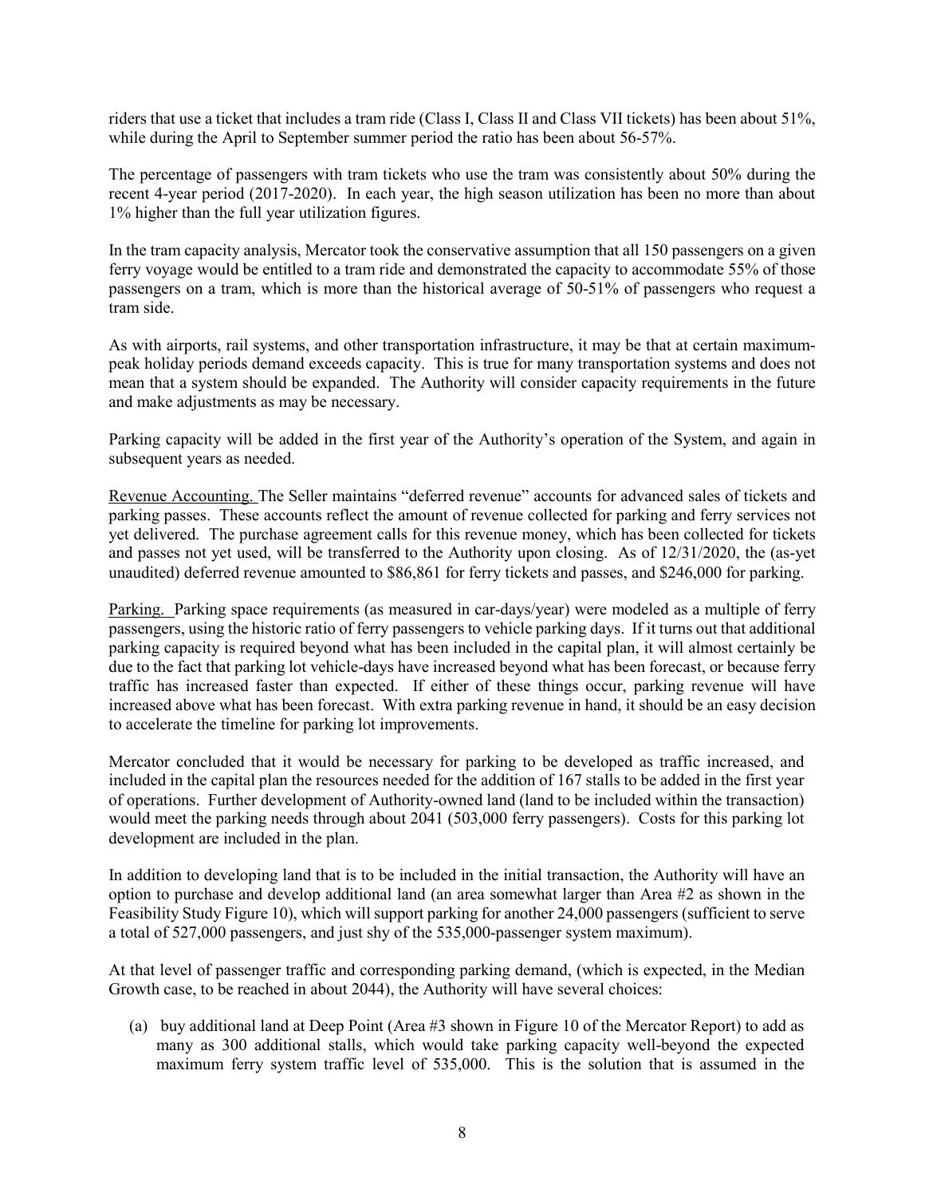riders that use a ticket that includes a tram ride (Class I, Class II and Class VII tickets) has been about 51%, while during the April to September summer period the ratio has been about 56-57%.

The percentage of passengers with tram tickets who use the tram was consistently about 50% during the recent 4-year period (2017-2020). In each year, the high season utilization has been no more than about 1% higher than the full year utilization figures.

In the tram capacity analysis, Mercator took the conservative assumption that all 150 passengers on a given ferry voyage would be entitled to a tram ride and demonstrated the capacity to accommodate 55% of those passengers on a tram, which is more than the historical average of 50-51% of passengers who request a tram side.

As with airports, rail systems, and other transportation infrastructure, it may be that at certain maximum-peak holiday periods demand exceeds capacity. This is true for many transportation systems and does not mean that a system should be expanded. The Authority will consider capacity requirements in the future and make adjustments as may be necessary.

Parking capacity will be added in the first year of the Authority's operation of the System, and again in subsequent years as needed.

Revenue Accounting. The Seller maintains "deferred revenue" accounts for advanced sales of tickets and parking passes. These accounts reflect the amount of revenue collected for parking and ferry services not yet delivered. The purchase agreement calls for this revenue money, which has been collected for tickets and passes not yet used, will be transferred to the Authority upon closing. As of 12/31/2020, the (as-yet unaudited) deferred revenue amounted to $86,861 for ferry tickets and passes, and $246,000 for parking.

Parking. Parking space requirements (as measured in car-days/year) were modeled as a multiple of ferry passengers, using the historic ratio of ferry passengers to vehicle parking days. If it turns out that additional parking capacity is required beyond what has been included in the capital plan, it will almost certainly be due to the fact that parking lot vehicle-days have increased beyond what has been forecast, or because ferry traffic has increased faster than expected. If either of these things occur, parking revenue will have increased above what has been forecast. With extra parking revenue in hand, it should be an easy decision to accelerate the timeline for parking lot improvements.

Mercator concluded that it would be necessary for parking to be developed as traffic increased, and included in the capital plan the resources needed for the addition of 167 stalls to be added in the first year of operations. Further development of Authority-owned land (land to be included within the transaction) would meet the parking needs through about 2041 (503,000 ferry passengers). Costs for this parking lot development are included in the plan.

In addition to developing land that is to be included in the initial transaction, the Authority will have an option to purchase and develop additional land (an area somewhat larger than Area #2 as shown in the Feasibility Study Figure 10), which will support parking for another 24,000 passengers (sufficient to serve a total of 527,000 passengers, and just shy of the 535,000-passenger system maximum).

At that level of passenger traffic and corresponding parking demand, (which is expected, in the Median Growth case, to be reached in about 2044), the Authority will have several choices:

(a) buy additional land at Deep Point (Area #3 shown in Figure 10 of the Mercator Report) to add as many as 300 additional stalls, which would take parking capacity well-beyond the expected maximum ferry system traffic level of 535,000. This is the solution that is assumed in the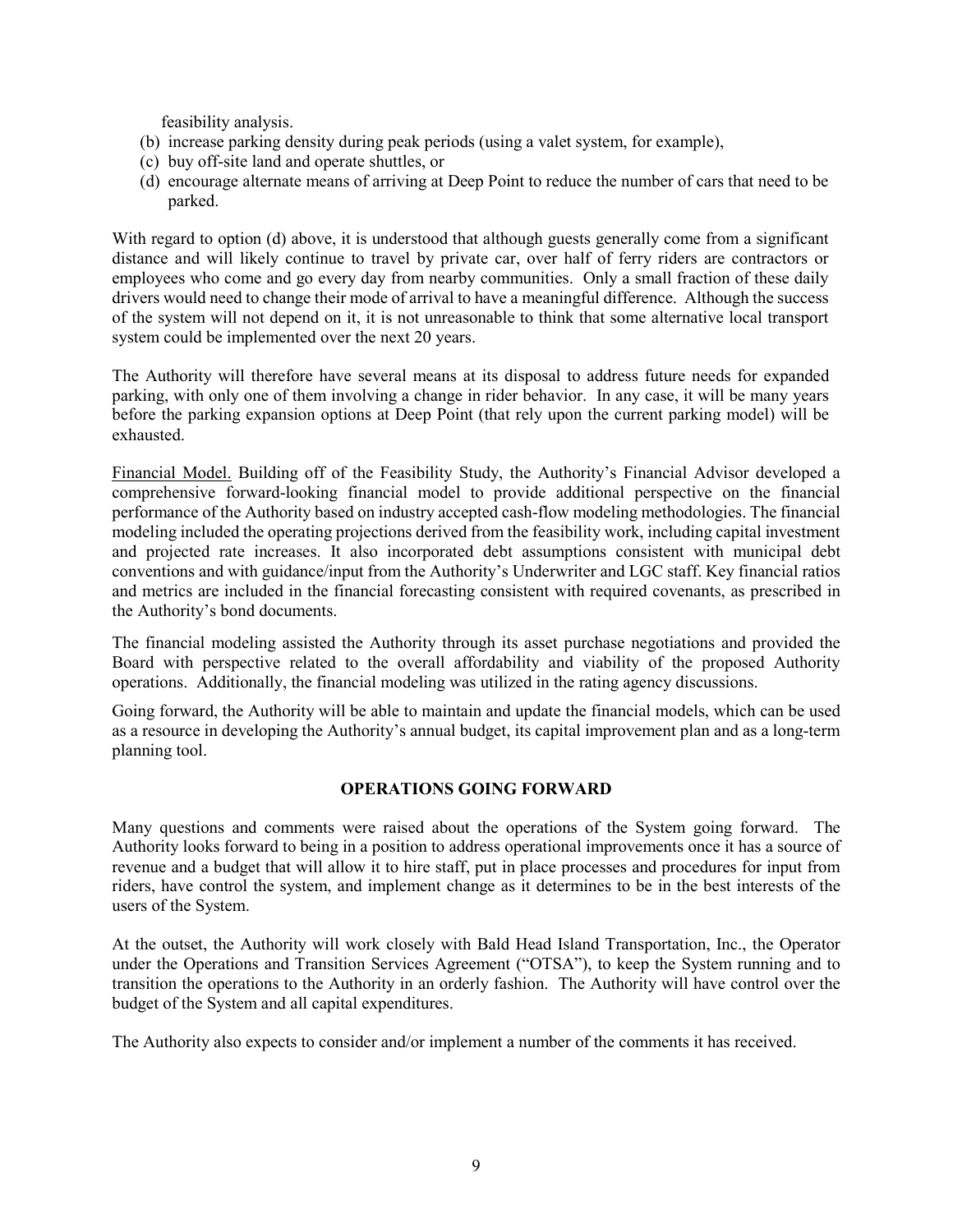feasibility analysis.

(b) increase parking density during peak periods (using a valet system, for example),
(c) buy off-site land and operate shuttles, or
(d) encourage alternate means of arriving at Deep Point to reduce the number of cars that need to be parked.

With regard to option (d) above, it is understood that although guests generally come from a significant distance and will likely continue to travel by private car, over half of ferry riders are contractors or employees who come and go every day from nearby communities. Only a small fraction of these daily drivers would need to change their mode of arrival to have a meaningful difference. Although the success of the system will not depend on it, it is not unreasonable to think that some alternative local transport system could be implemented over the next 20 years.

The Authority will therefore have several means at its disposal to address future needs for expanded parking, with only one of them involving a change in rider behavior. In any case, it will be many years before the parking expansion options at Deep Point (that rely upon the current parking model) will be exhausted.

Financial Model. Building off of the Feasibility Study, the Authority's Financial Advisor developed a comprehensive forward-looking financial model to provide additional perspective on the financial performance of the Authority based on industry accepted cash-flow modeling methodologies. The financial modeling included the operating projections derived from the feasibility work, including capital investment and projected rate increases. It also incorporated debt assumptions consistent with municipal debt conventions and with guidance/input from the Authority's Underwriter and LGC staff. Key financial ratios and metrics are included in the financial forecasting consistent with required covenants, as prescribed in the Authority's bond documents.

The financial modeling assisted the Authority through its asset purchase negotiations and provided the Board with perspective related to the overall affordability and viability of the proposed Authority operations. Additionally, the financial modeling was utilized in the rating agency discussions.

Going forward, the Authority will be able to maintain and update the financial models, which can be used as a resource in developing the Authority's annual budget, its capital improvement plan and as a long-term planning tool.

## OPERATIONS GOING FORWARD

Many questions and comments were raised about the operations of the System going forward. The Authority looks forward to being in a position to address operational improvements once it has a source of revenue and a budget that will allow it to hire staff, put in place processes and procedures for input from riders, have control the system, and implement change as it determines to be in the best interests of the users of the System.

At the outset, the Authority will work closely with Bald Head Island Transportation, Inc., the Operator under the Operations and Transition Services Agreement ("OTSA"), to keep the System running and to transition the operations to the Authority in an orderly fashion. The Authority will have control over the budget of the System and all capital expenditures.

The Authority also expects to consider and/or implement a number of the comments it has received.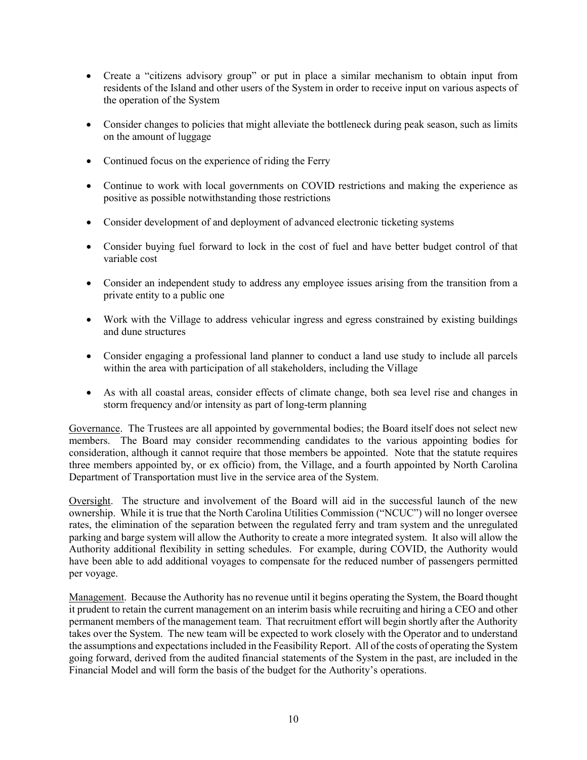- Create a "citizens advisory group" or put in place a similar mechanism to obtain input from residents of the Island and other users of the System in order to receive input on various aspects of the operation of the System

- Consider changes to policies that might alleviate the bottleneck during peak season, such as limits on the amount of luggage

- Continued focus on the experience of riding the Ferry

- Continue to work with local governments on COVID restrictions and making the experience as positive as possible notwithstanding those restrictions

- Consider development of and deployment of advanced electronic ticketing systems

- Consider buying fuel forward to lock in the cost of fuel and have better budget control of that variable cost

- Consider an independent study to address any employee issues arising from the transition from a private entity to a public one

- Work with the Village to address vehicular ingress and egress constrained by existing buildings and dune structures

- Consider engaging a professional land planner to conduct a land use study to include all parcels within the area with participation of all stakeholders, including the Village

- As with all coastal areas, consider effects of climate change, both sea level rise and changes in storm frequency and/or intensity as part of long-term planning

Governance. The Trustees are all appointed by governmental bodies; the Board itself does not select new members. The Board may consider recommending candidates to the various appointing bodies for consideration, although it cannot require that those members be appointed. Note that the statute requires three members appointed by, or ex officio) from, the Village, and a fourth appointed by North Carolina Department of Transportation must live in the service area of the System.

Oversight. The structure and involvement of the Board will aid in the successful launch of the new ownership. While it is true that the North Carolina Utilities Commission ("NCUC") will no longer oversee rates, the elimination of the separation between the regulated ferry and tram system and the unregulated parking and barge system will allow the Authority to create a more integrated system. It also will allow the Authority additional flexibility in setting schedules. For example, during COVID, the Authority would have been able to add additional voyages to compensate for the reduced number of passengers permitted per voyage.

Management. Because the Authority has no revenue until it begins operating the System, the Board thought it prudent to retain the current management on an interim basis while recruiting and hiring a CEO and other permanent members of the management team. That recruitment effort will begin shortly after the Authority takes over the System. The new team will be expected to work closely with the Operator and to understand the assumptions and expectations included in the Feasibility Report. All of the costs of operating the System going forward, derived from the audited financial statements of the System in the past, are included in the Financial Model and will form the basis of the budget for the Authority's operations.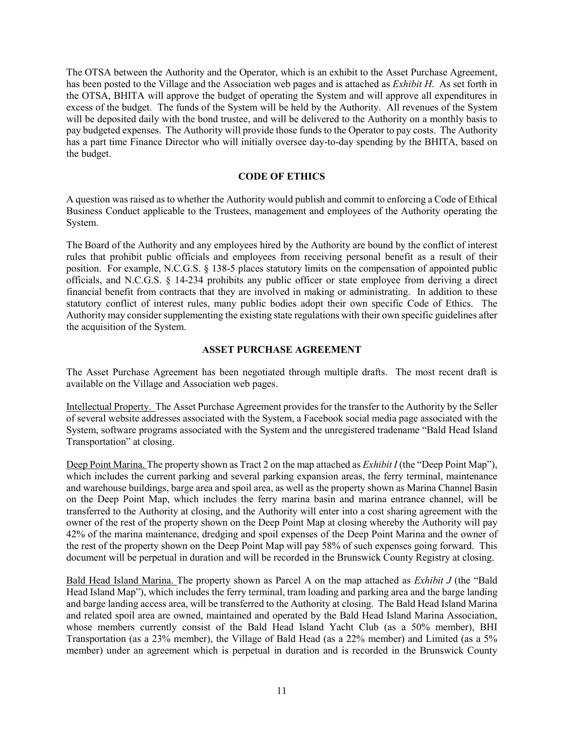The OTSA between the Authority and the Operator, which is an exhibit to the Asset Purchase Agreement, has been posted to the Village and the Association web pages and is attached as *Exhibit H*. As set forth in the OTSA, BHITA will approve the budget of operating the System and will approve all expenditures in excess of the budget. The funds of the System will be held by the Authority. All revenues of the System will be deposited daily with the bond trustee, and will be delivered to the Authority on a monthly basis to pay budgeted expenses. The Authority will provide those funds to the Operator to pay costs. The Authority has a part time Finance Director who will initially oversee day-to-day spending by the BHITA, based on the budget.

## CODE OF ETHICS

A question was raised as to whether the Authority would publish and commit to enforcing a Code of Ethical Business Conduct applicable to the Trustees, management and employees of the Authority operating the System.

The Board of the Authority and any employees hired by the Authority are bound by the conflict of interest rules that prohibit public officials and employees from receiving personal benefit as a result of their position. For example, N.C.G.S. § 138-5 places statutory limits on the compensation of appointed public officials, and N.C.G.S. § 14-234 prohibits any public officer or state employee from deriving a direct financial benefit from contracts that they are involved in making or administrating. In addition to these statutory conflict of interest rules, many public bodies adopt their own specific Code of Ethics. The Authority may consider supplementing the existing state regulations with their own specific guidelines after the acquisition of the System.

## ASSET PURCHASE AGREEMENT

The Asset Purchase Agreement has been negotiated through multiple drafts. The most recent draft is available on the Village and Association web pages.

<u>Intellectual Property.</u> The Asset Purchase Agreement provides for the transfer to the Authority by the Seller of several website addresses associated with the System, a Facebook social media page associated with the System, software programs associated with the System and the unregistered tradename "Bald Head Island Transportation" at closing.

<u>Deep Point Marina.</u> The property shown as Tract 2 on the map attached as *Exhibit I* (the "Deep Point Map"), which includes the current parking and several parking expansion areas, the ferry terminal, maintenance and warehouse buildings, barge area and spoil area, as well as the property shown as Marina Channel Basin on the Deep Point Map, which includes the ferry marina basin and marina entrance channel, will be transferred to the Authority at closing, and the Authority will enter into a cost sharing agreement with the owner of the rest of the property shown on the Deep Point Map at closing whereby the Authority will pay 42% of the marina maintenance, dredging and spoil expenses of the Deep Point Marina and the owner of the rest of the property shown on the Deep Point Map will pay 58% of such expenses going forward. This document will be perpetual in duration and will be recorded in the Brunswick County Registry at closing.

<u>Bald Head Island Marina.</u> The property shown as Parcel A on the map attached as *Exhibit J* (the "Bald Head Island Map"), which includes the ferry terminal, tram loading and parking area and the barge landing and barge landing access area, will be transferred to the Authority at closing. The Bald Head Island Marina and related spoil area are owned, maintained and operated by the Bald Head Island Marina Association, whose members currently consist of the Bald Head Island Yacht Club (as a 50% member), BHI Transportation (as a 23% member), the Village of Bald Head (as a 22% member) and Limited (as a 5% member) under an agreement which is perpetual in duration and is recorded in the Brunswick County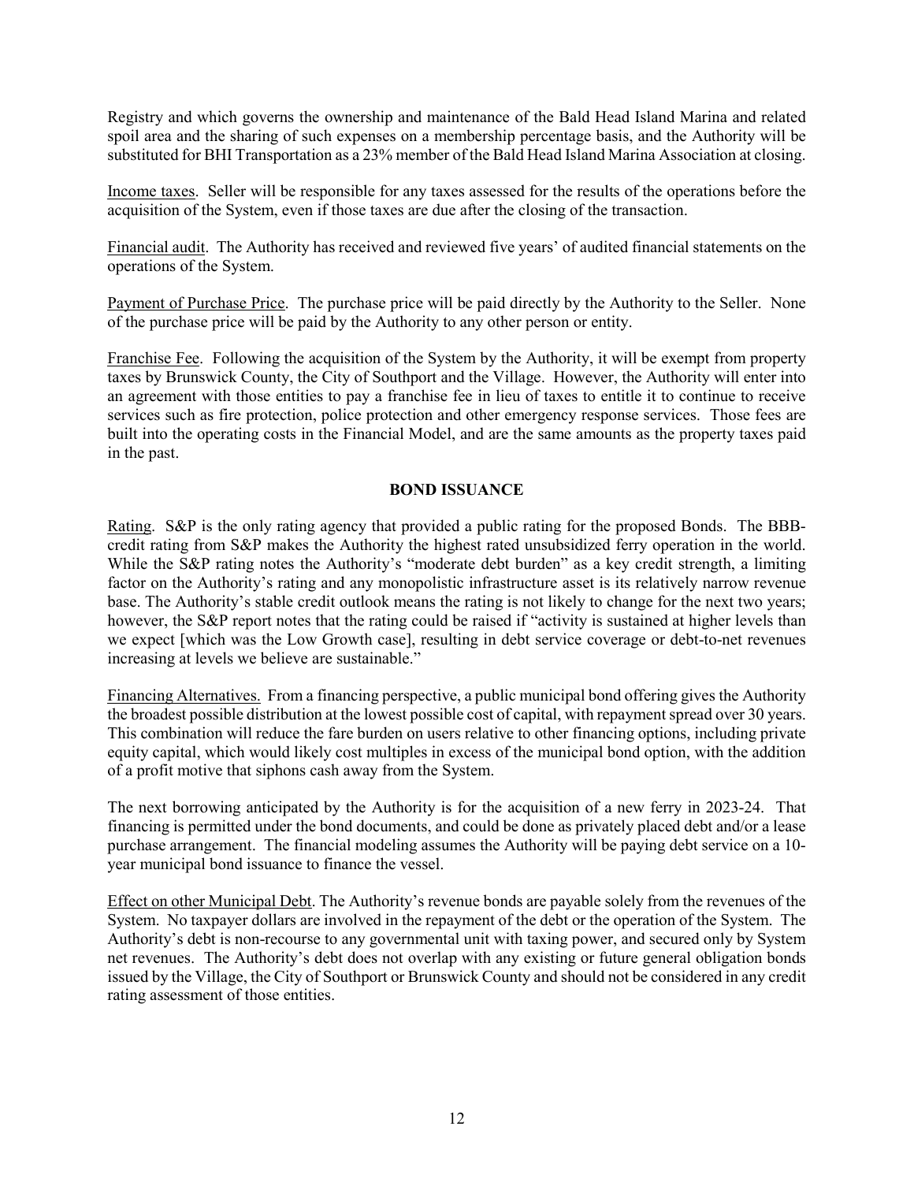Registry and which governs the ownership and maintenance of the Bald Head Island Marina and related spoil area and the sharing of such expenses on a membership percentage basis, and the Authority will be substituted for BHI Transportation as a 23% member of the Bald Head Island Marina Association at closing.

Income taxes. Seller will be responsible for any taxes assessed for the results of the operations before the acquisition of the System, even if those taxes are due after the closing of the transaction.

Financial audit. The Authority has received and reviewed five years' of audited financial statements on the operations of the System.

Payment of Purchase Price. The purchase price will be paid directly by the Authority to the Seller. None of the purchase price will be paid by the Authority to any other person or entity.

Franchise Fee. Following the acquisition of the System by the Authority, it will be exempt from property taxes by Brunswick County, the City of Southport and the Village. However, the Authority will enter into an agreement with those entities to pay a franchise fee in lieu of taxes to entitle it to continue to receive services such as fire protection, police protection and other emergency response services. Those fees are built into the operating costs in the Financial Model, and are the same amounts as the property taxes paid in the past.

## BOND ISSUANCE

Rating. S&P is the only rating agency that provided a public rating for the proposed Bonds. The BBB-credit rating from S&P makes the Authority the highest rated unsubsidized ferry operation in the world. While the S&P rating notes the Authority's "moderate debt burden" as a key credit strength, a limiting factor on the Authority's rating and any monopolistic infrastructure asset is its relatively narrow revenue base. The Authority's stable credit outlook means the rating is not likely to change for the next two years; however, the S&P report notes that the rating could be raised if "activity is sustained at higher levels than we expect [which was the Low Growth case], resulting in debt service coverage or debt-to-net revenues increasing at levels we believe are sustainable."

Financing Alternatives. From a financing perspective, a public municipal bond offering gives the Authority the broadest possible distribution at the lowest possible cost of capital, with repayment spread over 30 years. This combination will reduce the fare burden on users relative to other financing options, including private equity capital, which would likely cost multiples in excess of the municipal bond option, with the addition of a profit motive that siphons cash away from the System.

The next borrowing anticipated by the Authority is for the acquisition of a new ferry in 2023-24. That financing is permitted under the bond documents, and could be done as privately placed debt and/or a lease purchase arrangement. The financial modeling assumes the Authority will be paying debt service on a 10-year municipal bond issuance to finance the vessel.

Effect on other Municipal Debt. The Authority's revenue bonds are payable solely from the revenues of the System. No taxpayer dollars are involved in the repayment of the debt or the operation of the System. The Authority's debt is non-recourse to any governmental unit with taxing power, and secured only by System net revenues. The Authority's debt does not overlap with any existing or future general obligation bonds issued by the Village, the City of Southport or Brunswick County and should not be considered in any credit rating assessment of those entities.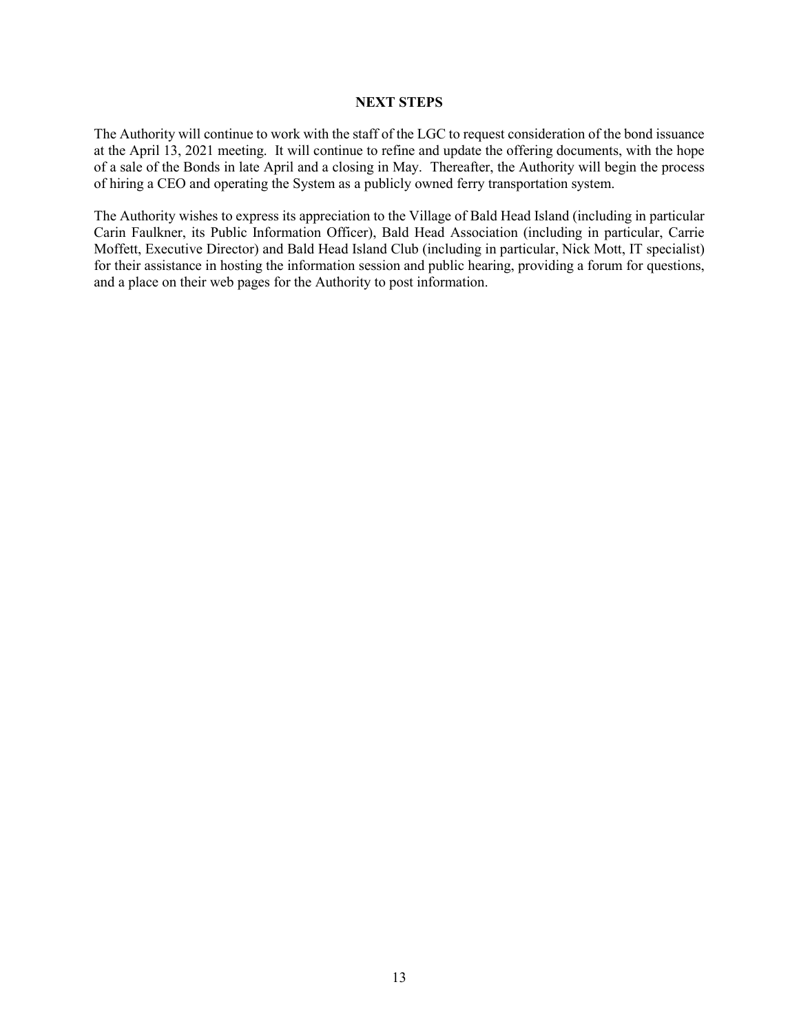## NEXT STEPS

The Authority will continue to work with the staff of the LGC to request consideration of the bond issuance at the April 13, 2021 meeting. It will continue to refine and update the offering documents, with the hope of a sale of the Bonds in late April and a closing in May. Thereafter, the Authority will begin the process of hiring a CEO and operating the System as a publicly owned ferry transportation system.

The Authority wishes to express its appreciation to the Village of Bald Head Island (including in particular Carin Faulkner, its Public Information Officer), Bald Head Association (including in particular, Carrie Moffett, Executive Director) and Bald Head Island Club (including in particular, Nick Mott, IT specialist) for their assistance in hosting the information session and public hearing, providing a forum for questions, and a place on their web pages for the Authority to post information.